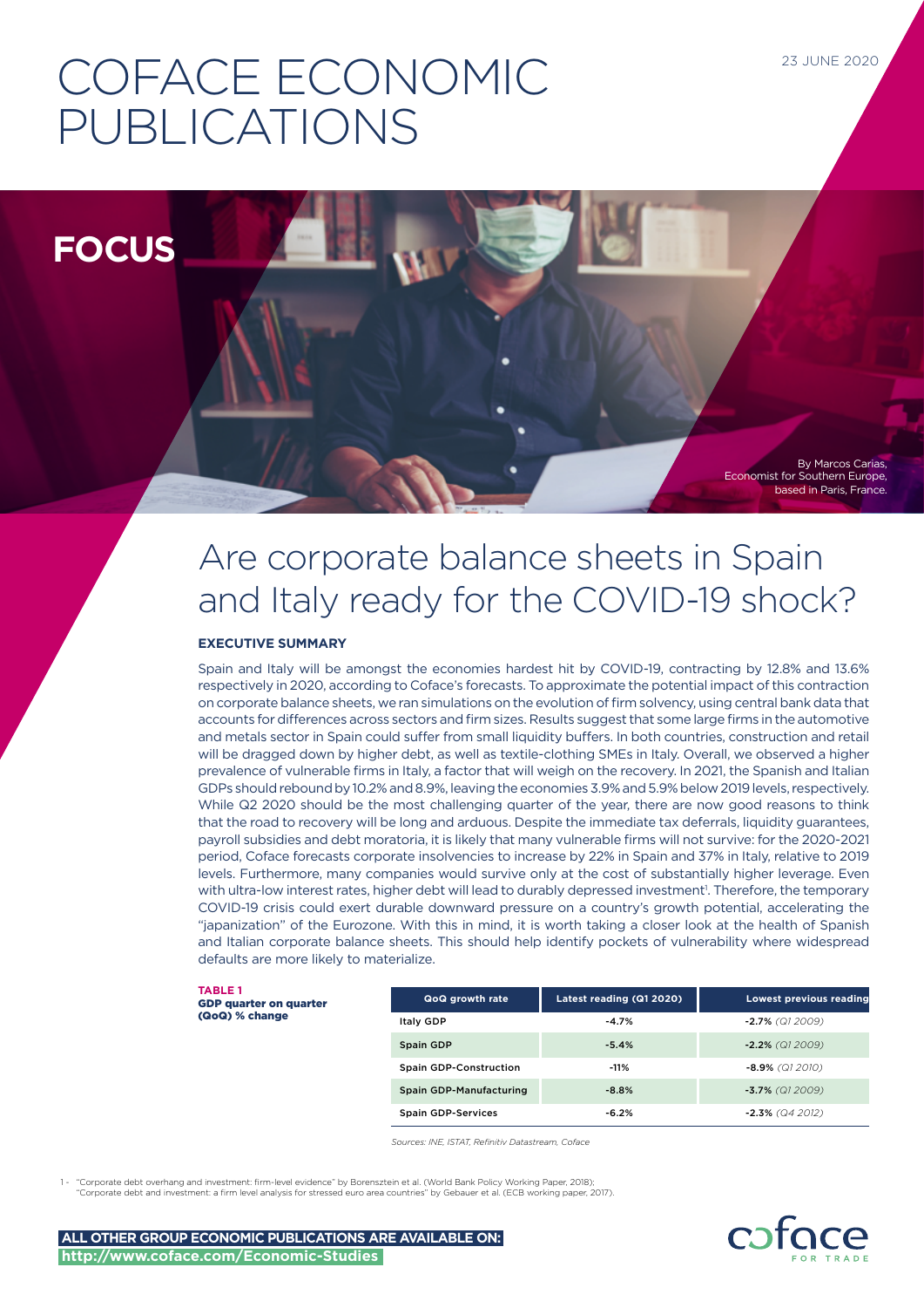23 JUNE 2020

# COFACE ECONOMIC PUBLICATIONS

**FOCUS**

By Marcos Carias, Economist for Southern Europe, based in Paris, France.

# Are corporate balance sheets in Spain and Italy ready for the COVID-19 shock?

### EXECUTIVE SUMMARY

Spain and Italy will be amongst the economies hardest hit by COVID-19, contracting by 12.8% and 13.6% respectively in 2020, according to Coface's forecasts. To approximate the potential impact of this contraction on corporate balance sheets, we ran simulations on the evolution of firm solvency, using central bank data that accounts for differences across sectors and firm sizes. Results suggest that some large firms in the automotive and metals sector in Spain could suffer from small liquidity buffers. In both countries, construction and retail will be dragged down by higher debt, as well as textile-clothing SMEs in Italy. Overall, we observed a higher prevalence of vulnerable firms in Italy, a factor that will weigh on the recovery. In 2021, the Spanish and Italian GDPs should rebound by 10.2% and 8.9%, leaving the economies 3.9% and 5.9% below 2019 levels, respectively. While Q2 2020 should be the most challenging quarter of the year, there are now good reasons to think that the road to recovery will be long and arduous. Despite the immediate tax deferrals, liquidity guarantees, payroll subsidies and debt moratoria, it is likely that many vulnerable firms will not survive: for the 2020-2021 period, Coface forecasts corporate insolvencies to increase by 22% in Spain and 37% in Italy, relative to 2019 levels. Furthermore, many companies would survive only at the cost of substantially higher leverage. Even with ultra-low interest rates, higher debt will lead to durably depressed investment[1]. Therefore, the temporary COVID-19 crisis could exert durable downward pressure on a country's growth potential, accelerating the "japanization" of the Eurozone. With this in mind, it is worth taking a closer look at the health of Spanish and Italian corporate balance sheets. This should help identify pockets of vulnerability where widespread defaults are more likely to materialize.

**TABLE 1**
**GDP quarter on quarter (QoQ) % change**

| QoQ growth rate | Latest reading (Q1 2020) | Lowest previous reading |
|---|---|---|
| Italy GDP | -4.7% | **-2.7%** *(Q1 2009)* |
| Spain GDP | -5.4% | **-2.2%** *(Q1 2009)* |
| Spain GDP-Construction | -11% | **-8.9%** *(Q1 2010)* |
| Spain GDP-Manufacturing | -8.8% | **-3.7%** *(Q1 2009)* |
| Spain GDP-Services | -6.2% | **-2.3%** *(Q4 2012)* |

*Sources: INE, ISTAT, Refinitiv Datastream, Coface*

1 - "Corporate debt overhang and investment: firm-level evidence" by Borensztein et al. (World Bank Policy Working Paper, 2018); "Corporate debt and investment: a firm level analysis for stressed euro area countries" by Gebauer et al. (ECB working paper, 2017).

**ALL OTHER GROUP ECONOMIC PUBLICATIONS ARE AVAILABLE ON:**
**http://www.coface.com/Economic-Studies**

coface FOR TRADE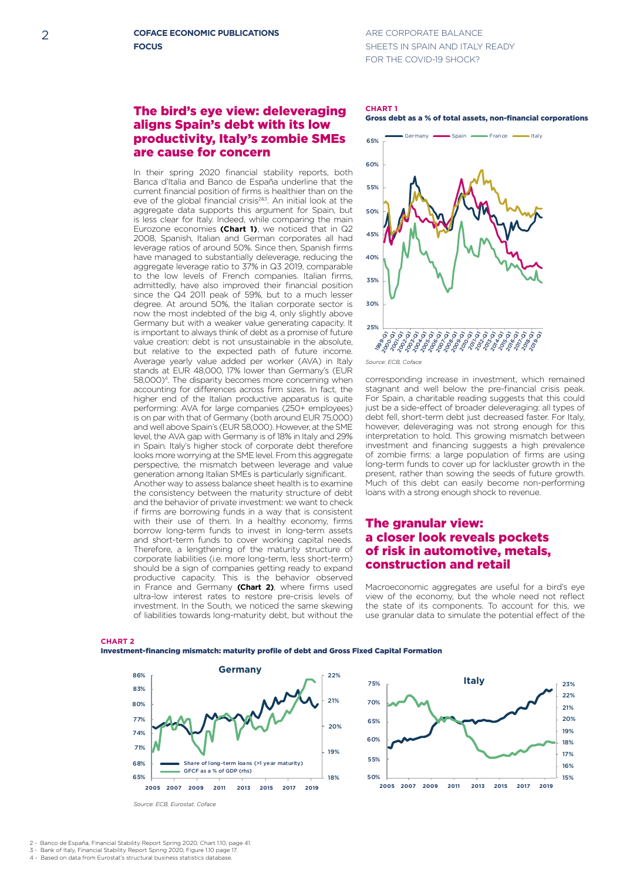## The bird's eye view: deleveraging aligns Spain's debt with its low productivity, Italy's zombie SMEs are cause for concern

In their spring 2020 financial stability reports, both Banca d'Italia and Banco de España underline that the current financial position of firms is healthier than on the eve of the global financial crisis[2&3]. An initial look at the aggregate data supports this argument for Spain, but is less clear for Italy. Indeed, while comparing the main Eurozone economies **(Chart 1)**, we noticed that in Q2 2008, Spanish, Italian and German corporates all had leverage ratios of around 50%. Since then, Spanish firms have managed to substantially deleverage, reducing the aggregate leverage ratio to 37% in Q3 2019, comparable to the low levels of French companies. Italian firms, admittedly, have also improved their financial position since the Q4 2011 peak of 59%, but to a much lesser degree. At around 50%, the Italian corporate sector is now the most indebted of the big 4, only slightly above Germany but with a weaker value generating capacity. It is important to always think of debt as a promise of future value creation: debt is not unsustainable in the absolute, but relative to the expected path of future income. Average yearly value added per worker (AVA) in Italy stands at EUR 48,000, 17% lower than Germany's (EUR 58,000)[4]. The disparity becomes more concerning when accounting for differences across firm sizes. In fact, the higher end of the Italian productive apparatus is quite performing: AVA for large companies (250+ employees) is on par with that of Germany (both around EUR 75,000) and well above Spain's (EUR 58,000). However, at the SME level, the AVA gap with Germany is of 18% in Italy and 29% in Spain. Italy's higher stock of corporate debt therefore looks more worrying at the SME level. From this aggregate perspective, the mismatch between leverage and value generation among Italian SMEs is particularly significant.

Another way to assess balance sheet health is to examine the consistency between the maturity structure of debt and the behavior of private investment: we want to check if firms are borrowing funds in a way that is consistent with their use of them. In a healthy economy, firms borrow long-term funds to invest in long-term assets and short-term funds to cover working capital needs. Therefore, a lengthening of the maturity structure of corporate liabilities (i.e. more long-term, less short-term) should be a sign of companies getting ready to expand productive capacity. This is the behavior observed in France and Germany **(Chart 2)**, where firms used ultra-low interest rates to restore pre-crisis levels of investment. In the South, we noticed the same skewing of liabilities towards long-maturity debt, but without the corresponding increase in investment, which remained stagnant and well below the pre-financial crisis peak. For Spain, a charitable reading suggests that this could just be a side-effect of broader deleveraging: all types of debt fell, short-term debt just decreased faster. For Italy, however, deleveraging was not strong enough for this interpretation to hold. This growing mismatch between investment and financing suggests a high prevalence of zombie firms: a large population of firms are using long-term funds to cover up for lackluster growth in the present, rather than sowing the seeds of future growth. Much of this debt can easily become non-performing loans with a strong enough shock to revenue.

**CHART 1**
**Gross debt as a % of total assets, non-financial corporations**

*Source: ECB, Coface*

## The granular view: a closer look reveals pockets of risk in automotive, metals, construction and retail

Macroeconomic aggregates are useful for a bird's eye view of the economy, but the whole need not reflect the state of its components. To account for this, we use granular data to simulate the potential effect of the

**CHART 2**
**Investment-financing mismatch: maturity profile of debt and Gross Fixed Capital Formation**

*Source: ECB, Eurostat, Coface*

2 - Banco de España, Financial Stability Report Spring 2020, Chart 1.10, page 41.
3 - Bank of Italy, Financial Stability Report Spring 2020, Figure 1.10 page 17.
4 - Based on data from Eurostat's structural business statistics database.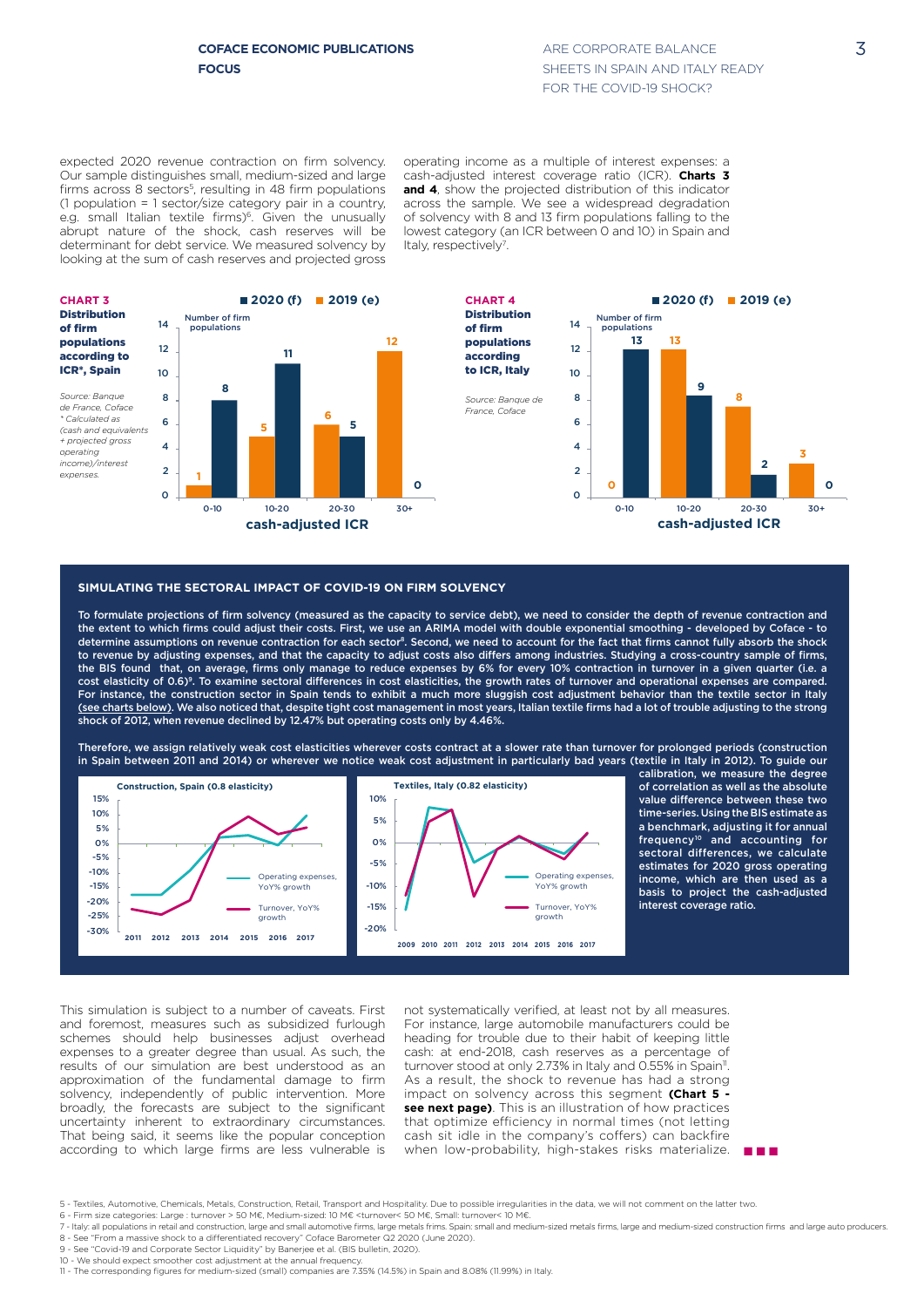expected 2020 revenue contraction on firm solvency. Our sample distinguishes small, medium-sized and large firms across 8 sectors[5], resulting in 48 firm populations (1 population = 1 sector/size category pair in a country, e.g. small Italian textile firms)[6]. Given the unusually abrupt nature of the shock, cash reserves will be determinant for debt service. We measured solvency by looking at the sum of cash reserves and projected gross operating income as a multiple of interest expenses: a cash-adjusted interest coverage ratio (ICR). **Charts 3 and 4**, show the projected distribution of this indicator across the sample. We see a widespread degradation of solvency with 8 and 13 firm populations falling to the lowest category (an ICR between 0 and 10) in Spain and Italy, respectively[7].

**CHART 3**
**Distribution of firm populations according to ICR\*, Spain**

*Source: Banque de France, Coface*
*\* Calculated as (cash and equivalents + projected gross operating income)/interest expenses.*

Number of firm populations

| cash-adjusted ICR | 2019 (e) | 2020 (f) |
| --- | --- | --- |
| 0-10 | 1 | 8 |
| 10-20 | 5 | 11 |
| 20-30 | 6 | 5 |
| 30+ | 12 | 0 |

**CHART 4**
**Distribution of firm populations according to ICR, Italy**

*Source: Banque de France, Coface*

Number of firm populations

| cash-adjusted ICR | 2019 (e) | 2020 (f) |
| --- | --- | --- |
| 0-10 | 0 | 13 |
| 10-20 | 13 | 9 |
| 20-30 | 8 | 2 |
| 30+ | 3 | 0 |

## SIMULATING THE SECTORAL IMPACT OF COVID-19 ON FIRM SOLVENCY

**To formulate projections of firm solvency (measured as the capacity to service debt), we need to consider the depth of revenue contraction and the extent to which firms could adjust their costs. First, we use an ARIMA model with double exponential smoothing - developed by Coface - to determine assumptions on revenue contraction for each sector[8]. Second, we need to account for the fact that firms cannot fully absorb the shock to revenue by adjusting expenses, and that the capacity to adjust costs also differs among industries. Studying a cross-country sample of firms, the BIS found that, on average, firms only manage to reduce expenses by 6% for every 10% contraction in turnover in a given quarter (i.e. a cost elasticity of 0.6)[9]. To examine sectoral differences in cost elasticities, the growth rates of turnover and operational expenses are compared. For instance, the construction sector in Spain tends to exhibit a much more sluggish cost adjustment behavior than the textile sector in Italy (see charts below). We also noticed that, despite tight cost management in most years, Italian textile firms had a lot of trouble adjusting to the strong shock of 2012, when revenue declined by 12.47% but operating costs only by 4.46%.**

**Therefore, we assign relatively weak cost elasticities wherever costs contract at a slower rate than turnover for prolonged periods (construction in Spain between 2011 and 2014) or wherever we notice weak cost adjustment in particularly bad years (textile in Italy in 2012). To guide our calibration, we measure the degree of correlation as well as the absolute value difference between these two time-series. Using the BIS estimate as a benchmark, adjusting it for annual frequency[10] and accounting for sectoral differences, we calculate estimates for 2020 gross operating income, which are then used as a basis to project the cash-adjusted interest coverage ratio.**

**Construction, Spain (0.8 elasticity)** — Operating expenses, YoY% growth; Turnover, YoY% growth (2011–2017)

**Textiles, Italy (0.82 elasticity)** — Operating expenses, YoY% growth; Turnover, YoY% growth (2009–2017)

This simulation is subject to a number of caveats. First and foremost, measures such as subsidized furlough schemes should help businesses adjust overhead expenses to a greater degree than usual. As such, the results of our simulation are best understood as an approximation of the fundamental damage to firm solvency, independently of public intervention. More broadly, the forecasts are subject to the significant uncertainty inherent to extraordinary circumstances. That being said, it seems like the popular conception according to which large firms are less vulnerable is not systematically verified, at least not by all measures. For instance, large automobile manufacturers could be heading for trouble due to their habit of keeping little cash: at end-2018, cash reserves as a percentage of turnover stood at only 2.73% in Italy and 0.55% in Spain[11]. As a result, the shock to revenue has had a strong impact on solvency across this segment **(Chart 5 - see next page)**. This is an illustration of how practices that optimize efficiency in normal times (not letting cash sit idle in the company's coffers) can backfire when low-probability, high-stakes risks materialize.

5 - Textiles, Automotive, Chemicals, Metals, Construction, Retail, Transport and Hospitality. Due to possible irregularities in the data, we will not comment on the latter two.
6 - Firm size categories: Large : turnover > 50 M€, Medium-sized: 10 M€ <turnover< 50 M€, Small: turnover< 10 M€.
7 - Italy: all populations in retail and construction, large and small automotive firms, large metals frims. Spain: small and medium-sized metals firms, large and medium-sized construction firms and large auto producers.
8 - See "From a massive shock to a differentiated recovery" Coface Barometer Q2 2020 (June 2020).
9 - See "Covid-19 and Corporate Sector Liquidity" by Banerjee et al. (BIS bulletin, 2020).
10 - We should expect smoother cost adjustment at the annual frequency.
11 - The corresponding figures for medium-sized (small) companies are 7.35% (14.5%) in Spain and 8.08% (11.99%) in Italy.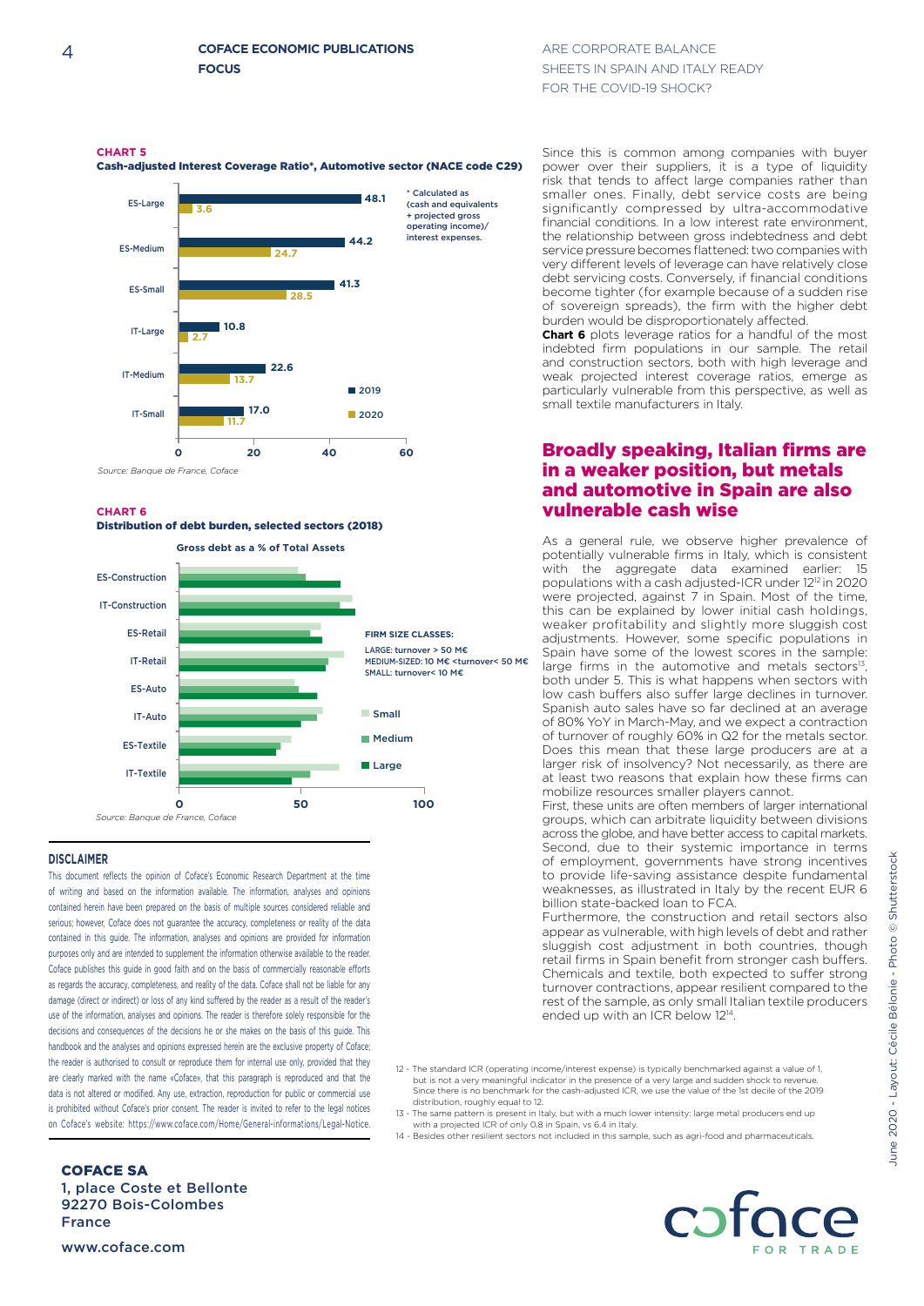**CHART 5**
**Cash-adjusted Interest Coverage Ratio\*, Automotive sector (NACE code C29)**

ES-Large 48.1 3.6
ES-Medium 44.2 24.7
ES-Small 41.3 28.5
IT-Large 10.8 2.7
IT-Medium 22.6 13.7
IT-Small 17.0 11.7

0 20 40 60

2019
2020

\* Calculated as (cash and equivalents + projected gross operating income)/ interest expenses.

*Source: Banque de France, Coface*

**CHART 6**
**Distribution of debt burden, selected sectors (2018)**

Gross debt as a % of Total Assets

ES-Construction
IT-Construction
ES-Retail
IT-Retail
ES-Auto
IT-Auto
ES-Textile
IT-Textile

0 50 100

FIRM SIZE CLASSES:
LARGE: turnover > 50 M€
MEDIUM-SIZED: 10 M€ <turnover< 50 M€
SMALL: turnover< 10 M€

Small
Medium
Large

*Source: Banque de France, Coface*

Since this is common among companies with buyer power over their suppliers, it is a type of liquidity risk that tends to affect large companies rather than smaller ones. Finally, debt service costs are being significantly compressed by ultra-accommodative financial conditions. In a low interest rate environment, the relationship between gross indebtedness and debt service pressure becomes flattened: two companies with very different levels of leverage can have relatively close debt servicing costs. Conversely, if financial conditions become tighter (for example because of a sudden rise of sovereign spreads), the firm with the higher debt burden would be disproportionately affected.

**Chart 6** plots leverage ratios for a handful of the most indebted firm populations in our sample. The retail and construction sectors, both with high leverage and weak projected interest coverage ratios, emerge as particularly vulnerable from this perspective, as well as small textile manufacturers in Italy.

## Broadly speaking, Italian firms are in a weaker position, but metals and automotive in Spain are also vulnerable cash wise

As a general rule, we observe higher prevalence of potentially vulnerable firms in Italy, which is consistent with the aggregate data examined earlier: 15 populations with a cash adjusted-ICR under 12[12] in 2020 were projected, against 7 in Spain. Most of the time, this can be explained by lower initial cash holdings, weaker profitability and slightly more sluggish cost adjustments. However, some specific populations in Spain have some of the lowest scores in the sample: large firms in the automotive and metals sectors[13], both under 5. This is what happens when sectors with low cash buffers also suffer large declines in turnover. Spanish auto sales have so far declined at an average of 80% YoY in March-May, and we expect a contraction of turnover of roughly 60% in Q2 for the metals sector. Does this mean that these large producers are at a larger risk of insolvency? Not necessarily, as there are at least two reasons that explain how these firms can mobilize resources smaller players cannot.

First, these units are often members of larger international groups, which can arbitrate liquidity between divisions across the globe, and have better access to capital markets. Second, due to their systemic importance in terms of employment, governments have strong incentives to provide life-saving assistance despite fundamental weaknesses, as illustrated in Italy by the recent EUR 6 billion state-backed loan to FCA.

Furthermore, the construction and retail sectors also appear as vulnerable, with high levels of debt and rather sluggish cost adjustment in both countries, though retail firms in Spain benefit from stronger cash buffers. Chemicals and textile, both expected to suffer strong turnover contractions, appear resilient compared to the rest of the sample, as only small Italian textile producers ended up with an ICR below 12[14].

12 - The standard ICR (operating income/interest expense) is typically benchmarked against a value of 1, but is not a very meaningful indicator in the presence of a very large and sudden shock to revenue. Since there is no benchmark for the cash-adjusted ICR, we use the value of the 1st decile of the 2019 distribution, roughly equal to 12.

13 - The same pattern is present in Italy, but with a much lower intensity: large metal producers end up with a projected ICR of only 0.8 in Spain, vs 6.4 in Italy.

14 - Besides other resilient sectors not included in this sample, such as agri-food and pharmaceuticals.

### DISCLAIMER

This document reflects the opinion of Coface's Economic Research Department at the time of writing and based on the information available. The information, analyses and opinions contained herein have been prepared on the basis of multiple sources considered reliable and serious; however, Coface does not guarantee the accuracy, completeness or reality of the data contained in this guide. The information, analyses and opinions are provided for information purposes only and are intended to supplement the information otherwise available to the reader. Coface publishes this guide in good faith and on the basis of commercially reasonable efforts as regards the accuracy, completeness, and reality of the data. Coface shall not be liable for any damage (direct or indirect) or loss of any kind suffered by the reader as a result of the reader's use of the information, analyses and opinions. The reader is therefore solely responsible for the decisions and consequences of the decisions he or she makes on the basis of this guide. This handbook and the analyses and opinions expressed herein are the exclusive property of Coface; the reader is authorised to consult or reproduce them for internal use only, provided that they are clearly marked with the name «Coface», that this paragraph is reproduced and that the data is not altered or modified. Any use, extraction, reproduction for public or commercial use is prohibited without Coface's prior consent. The reader is invited to refer to the legal notices on Coface's website: https://www.coface.com/Home/General-informations/Legal-Notice.

**COFACE SA**
1, place Coste et Bellonte
92270 Bois-Colombes
France

www.coface.com

June 2020 - Layout: Cécile Bélonie - Photo © Shutterstock